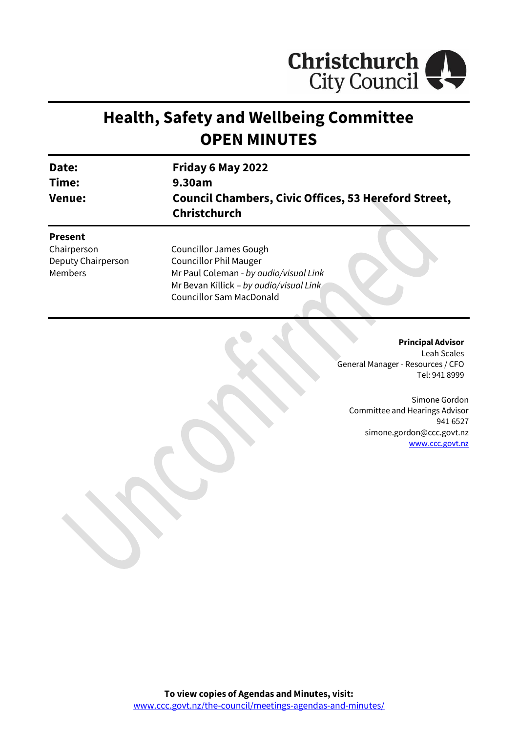# Health, Safety and Wellbeing Committee
# OPEN MINUTES

| | |
|---|---|
| **Date:** | **Friday 6 May 2022** |
| **Time:** | **9.30am** |
| **Venue:** | **Council Chambers, Civic Offices, 53 Hereford Street, Christchurch** |

**Present**

| | |
|---|---|
| Chairperson | Councillor James Gough |
| Deputy Chairperson | Councillor Phil Mauger |
| Members | Mr Paul Coleman - *by audio/visual Link* |
| | Mr Bevan Killick – *by audio/visual Link* |
| | Councillor Sam MacDonald |

**Principal Advisor**
Leah Scales
General Manager - Resources / CFO
Tel: 941 8999

Simone Gordon
Committee and Hearings Advisor
941 6527
simone.gordon@ccc.govt.nz
www.ccc.govt.nz

**To view copies of Agendas and Minutes, visit:**
www.ccc.govt.nz/the-council/meetings-agendas-and-minutes/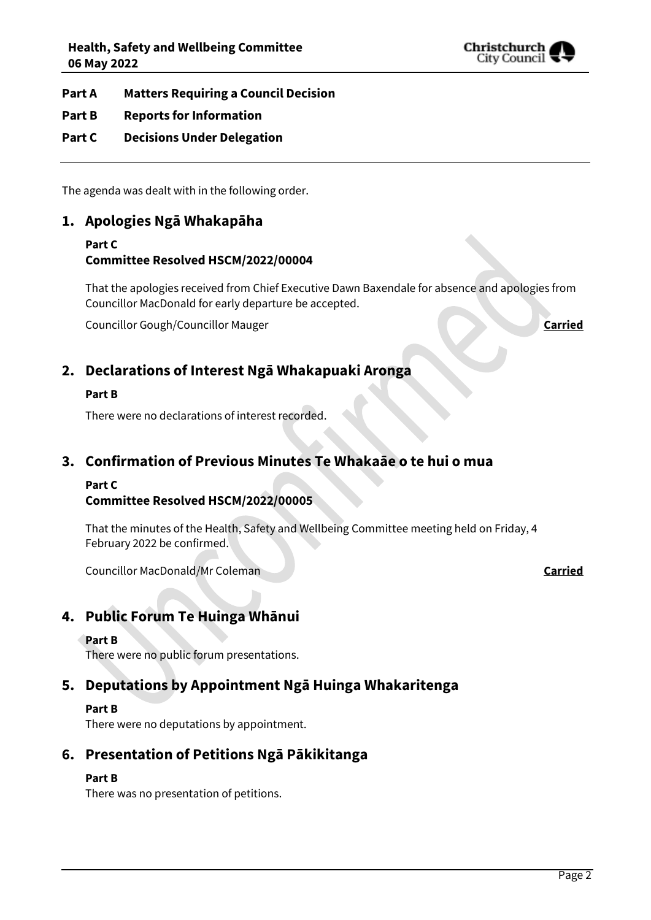**Part A Matters Requiring a Council Decision**

**Part B Reports for Information**

**Part C Decisions Under Delegation**

---

The agenda was dealt with in the following order.

## 1. Apologies Ngā Whakapāha

**Part C**
**Committee Resolved HSCM/2022/00004**

That the apologies received from Chief Executive Dawn Baxendale for absence and apologies from Councillor MacDonald for early departure be accepted.

Councillor Gough/Councillor Mauger **Carried**

## 2. Declarations of Interest Ngā Whakapuaki Aronga

**Part B**

There were no declarations of interest recorded.

## 3. Confirmation of Previous Minutes Te Whakaāe o te hui o mua

**Part C**
**Committee Resolved HSCM/2022/00005**

That the minutes of the Health, Safety and Wellbeing Committee meeting held on Friday, 4 February 2022 be confirmed.

Councillor MacDonald/Mr Coleman **Carried**

## 4. Public Forum Te Huinga Whānui

**Part B**
There were no public forum presentations.

## 5. Deputations by Appointment Ngā Huinga Whakaritenga

**Part B**
There were no deputations by appointment.

## 6. Presentation of Petitions Ngā Pākikitanga

**Part B**
There was no presentation of petitions.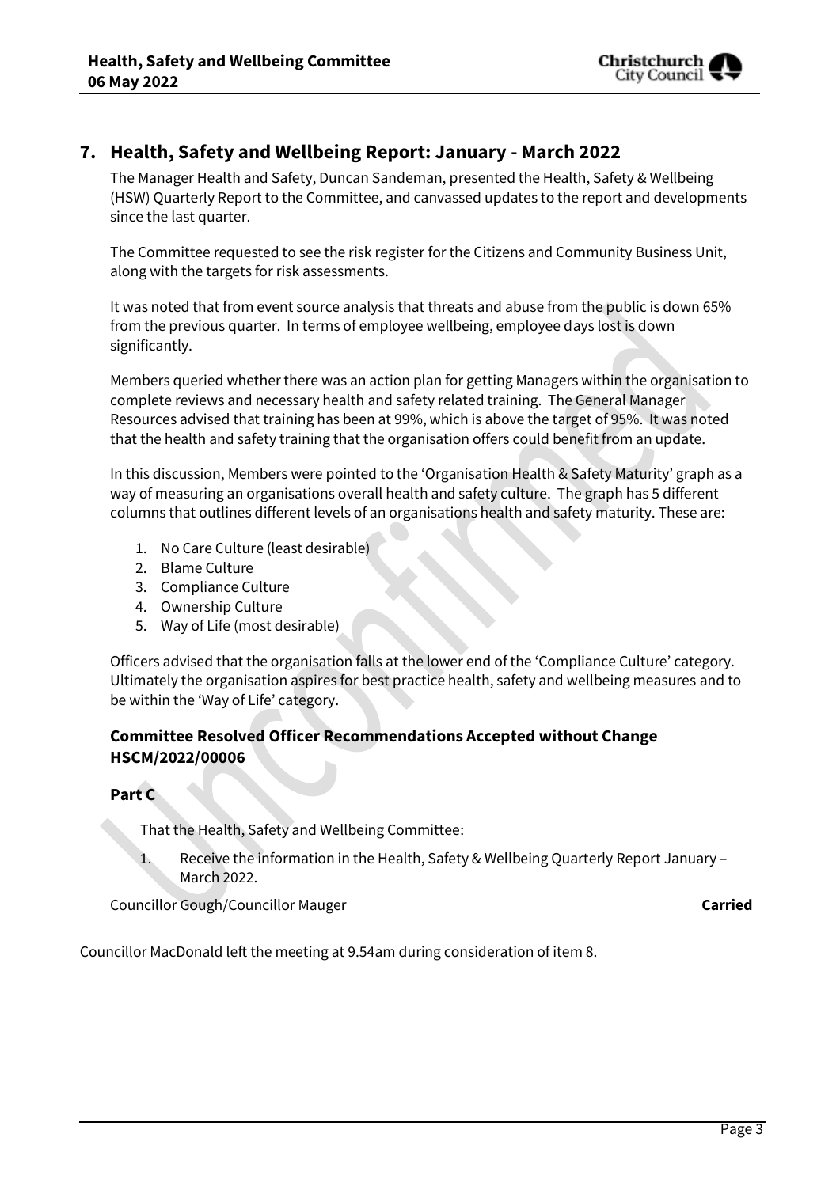## 7. Health, Safety and Wellbeing Report: January - March 2022

The Manager Health and Safety, Duncan Sandeman, presented the Health, Safety & Wellbeing (HSW) Quarterly Report to the Committee, and canvassed updates to the report and developments since the last quarter.

The Committee requested to see the risk register for the Citizens and Community Business Unit, along with the targets for risk assessments.

It was noted that from event source analysis that threats and abuse from the public is down 65% from the previous quarter. In terms of employee wellbeing, employee days lost is down significantly.

Members queried whether there was an action plan for getting Managers within the organisation to complete reviews and necessary health and safety related training. The General Manager Resources advised that training has been at 99%, which is above the target of 95%. It was noted that the health and safety training that the organisation offers could benefit from an update.

In this discussion, Members were pointed to the 'Organisation Health & Safety Maturity' graph as a way of measuring an organisations overall health and safety culture. The graph has 5 different columns that outlines different levels of an organisations health and safety maturity. These are:

1. No Care Culture (least desirable)
2. Blame Culture
3. Compliance Culture
4. Ownership Culture
5. Way of Life (most desirable)

Officers advised that the organisation falls at the lower end of the 'Compliance Culture' category. Ultimately the organisation aspires for best practice health, safety and wellbeing measures and to be within the 'Way of Life' category.

### Committee Resolved Officer Recommendations Accepted without Change HSCM/2022/00006

### Part C

That the Health, Safety and Wellbeing Committee:

1. Receive the information in the Health, Safety & Wellbeing Quarterly Report January – March 2022.

Councillor Gough/Councillor Mauger **Carried**

Councillor MacDonald left the meeting at 9.54am during consideration of item 8.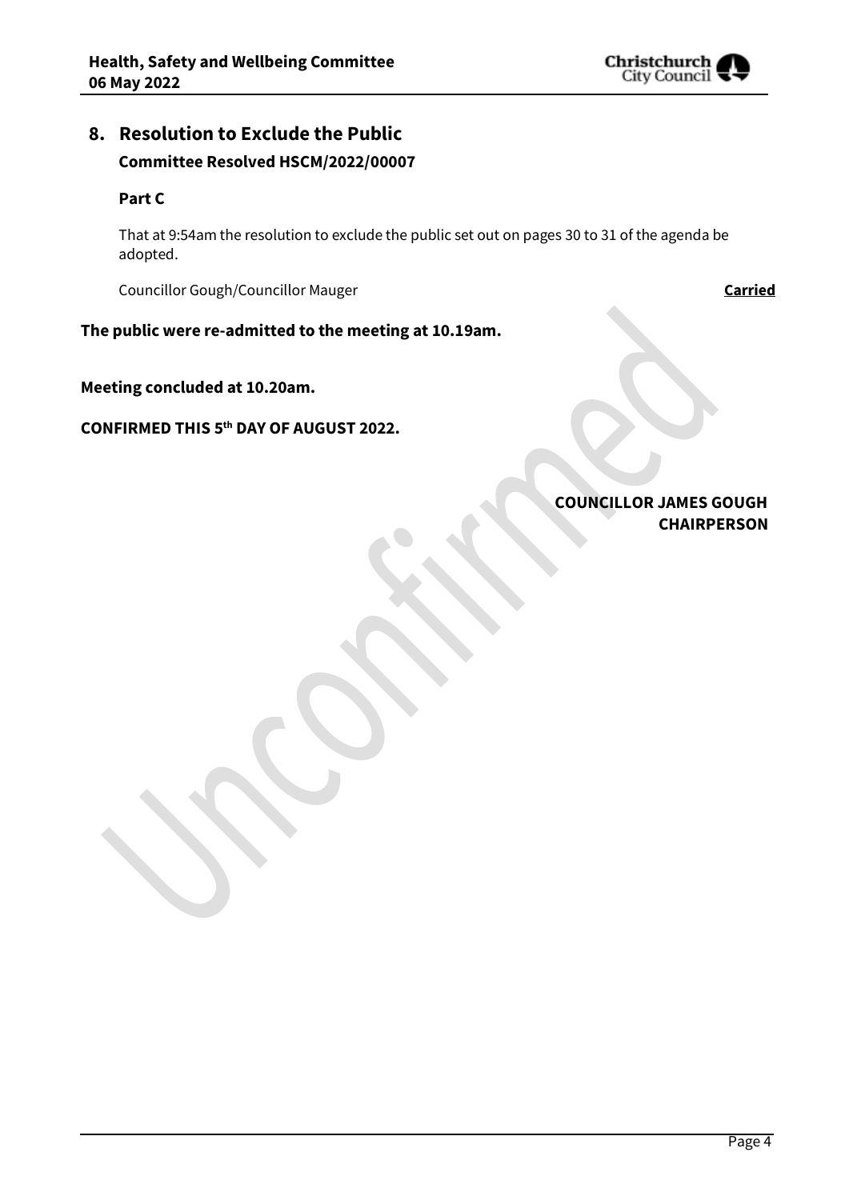## 8. Resolution to Exclude the Public

**Committee Resolved HSCM/2022/00007**

**Part C**

That at 9:54am the resolution to exclude the public set out on pages 30 to 31 of the agenda be adopted.

Councillor Gough/Councillor Mauger **Carried**

**The public were re-admitted to the meeting at 10.19am.**

**Meeting concluded at 10.20am.**

**CONFIRMED THIS 5th DAY OF AUGUST 2022.**

**COUNCILLOR JAMES GOUGH**
**CHAIRPERSON**